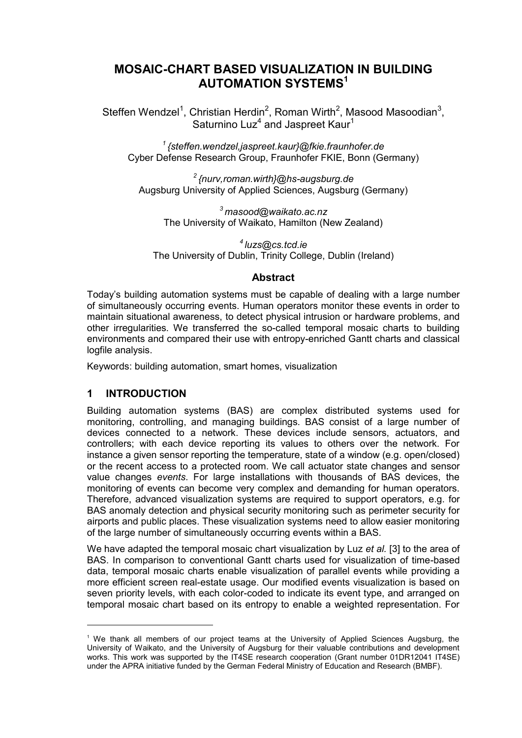# MOSAIC-CHART BASED VISUALIZATION IN BUILDING AUTOMATION SYSTEMS[1]

Steffen Wendzel[1], Christian Herdin[2], Roman Wirth[2], Masood Masoodian[3], Saturnino Luz[4] and Jaspreet Kaur[1]

[1] {steffen.wendzel,jaspreet.kaur}@fkie.fraunhofer.de
Cyber Defense Research Group, Fraunhofer FKIE, Bonn (Germany)

[2] {nurv,roman.wirth}@hs-augsburg.de
Augsburg University of Applied Sciences, Augsburg (Germany)

[3] masood@waikato.ac.nz
The University of Waikato, Hamilton (New Zealand)

[4] luzs@cs.tcd.ie
The University of Dublin, Trinity College, Dublin (Ireland)

## Abstract

Today's building automation systems must be capable of dealing with a large number of simultaneously occurring events. Human operators monitor these events in order to maintain situational awareness, to detect physical intrusion or hardware problems, and other irregularities. We transferred the so-called temporal mosaic charts to building environments and compared their use with entropy-enriched Gantt charts and classical logfile analysis.

Keywords: building automation, smart homes, visualization

## 1 INTRODUCTION

Building automation systems (BAS) are complex distributed systems used for monitoring, controlling, and managing buildings. BAS consist of a large number of devices connected to a network. These devices include sensors, actuators, and controllers; with each device reporting its values to others over the network. For instance a given sensor reporting the temperature, state of a window (e.g. open/closed) or the recent access to a protected room. We call actuator state changes and sensor value changes *events*. For large installations with thousands of BAS devices, the monitoring of events can become very complex and demanding for human operators. Therefore, advanced visualization systems are required to support operators, e.g. for BAS anomaly detection and physical security monitoring such as perimeter security for airports and public places. These visualization systems need to allow easier monitoring of the large number of simultaneously occurring events within a BAS.

We have adapted the temporal mosaic chart visualization by Luz *et al.* [3] to the area of BAS. In comparison to conventional Gantt charts used for visualization of time-based data, temporal mosaic charts enable visualization of parallel events while providing a more efficient screen real-estate usage. Our modified events visualization is based on seven priority levels, with each color-coded to indicate its event type, and arranged on temporal mosaic chart based on its entropy to enable a weighted representation. For

---

[1] We thank all members of our project teams at the University of Applied Sciences Augsburg, the University of Waikato, and the University of Augsburg for their valuable contributions and development works. This work was supported by the IT4SE research cooperation (Grant number 01DR12041 IT4SE) under the APRA initiative funded by the German Federal Ministry of Education and Research (BMBF).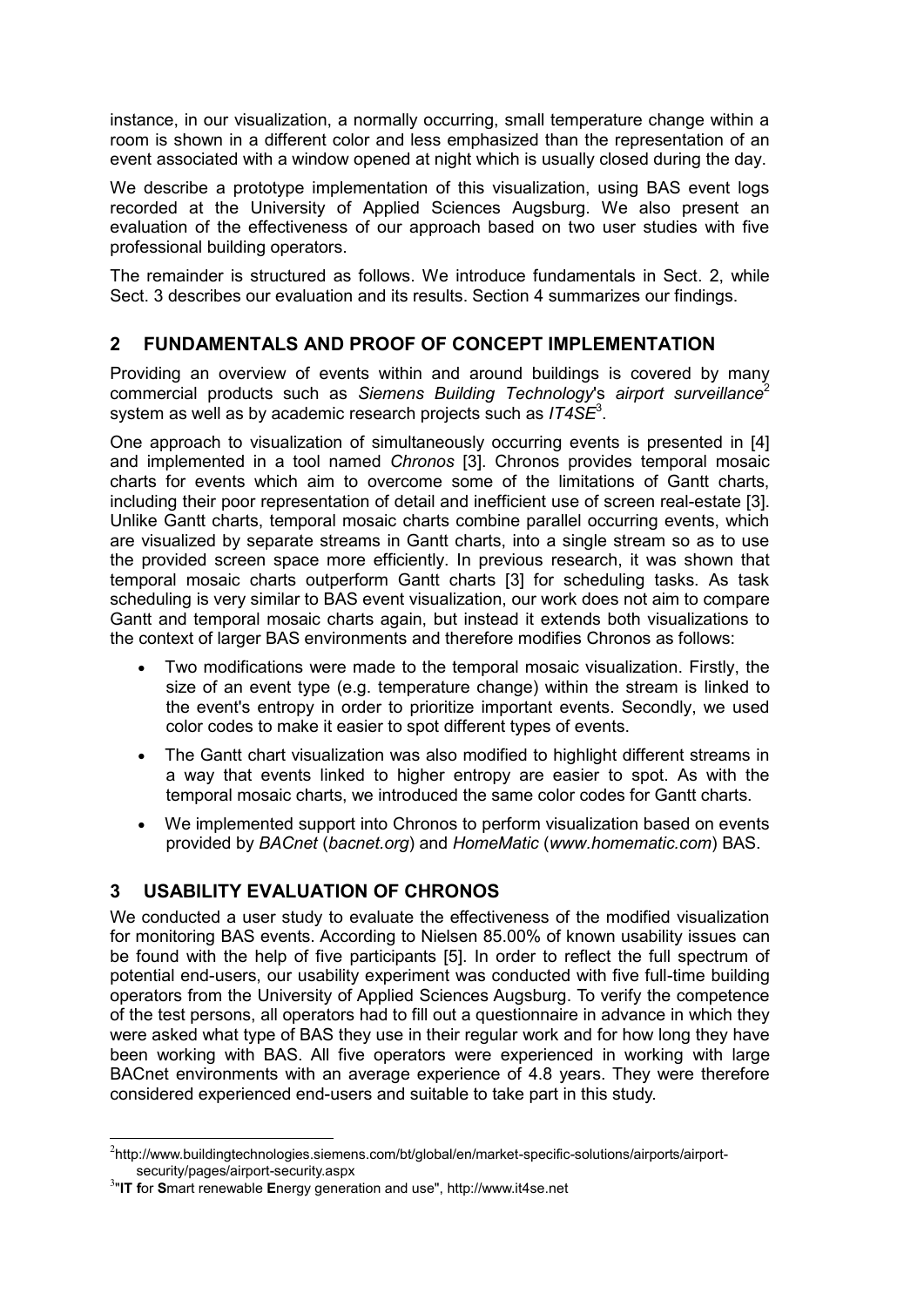instance, in our visualization, a normally occurring, small temperature change within a room is shown in a different color and less emphasized than the representation of an event associated with a window opened at night which is usually closed during the day.

We describe a prototype implementation of this visualization, using BAS event logs recorded at the University of Applied Sciences Augsburg. We also present an evaluation of the effectiveness of our approach based on two user studies with five professional building operators.

The remainder is structured as follows. We introduce fundamentals in Sect. 2, while Sect. 3 describes our evaluation and its results. Section 4 summarizes our findings.

## 2 FUNDAMENTALS AND PROOF OF CONCEPT IMPLEMENTATION

Providing an overview of events within and around buildings is covered by many commercial products such as *Siemens Building Technology*'s *airport surveillance*[2] system as well as by academic research projects such as *IT4SE*[3].

One approach to visualization of simultaneously occurring events is presented in [4] and implemented in a tool named *Chronos* [3]. Chronos provides temporal mosaic charts for events which aim to overcome some of the limitations of Gantt charts, including their poor representation of detail and inefficient use of screen real-estate [3]. Unlike Gantt charts, temporal mosaic charts combine parallel occurring events, which are visualized by separate streams in Gantt charts, into a single stream so as to use the provided screen space more efficiently. In previous research, it was shown that temporal mosaic charts outperform Gantt charts [3] for scheduling tasks. As task scheduling is very similar to BAS event visualization, our work does not aim to compare Gantt and temporal mosaic charts again, but instead it extends both visualizations to the context of larger BAS environments and therefore modifies Chronos as follows:

- Two modifications were made to the temporal mosaic visualization. Firstly, the size of an event type (e.g. temperature change) within the stream is linked to the event's entropy in order to prioritize important events. Secondly, we used color codes to make it easier to spot different types of events.
- The Gantt chart visualization was also modified to highlight different streams in a way that events linked to higher entropy are easier to spot. As with the temporal mosaic charts, we introduced the same color codes for Gantt charts.
- We implemented support into Chronos to perform visualization based on events provided by *BACnet* (*bacnet.org*) and *HomeMatic* (*www.homematic.com*) BAS.

## 3 USABILITY EVALUATION OF CHRONOS

We conducted a user study to evaluate the effectiveness of the modified visualization for monitoring BAS events. According to Nielsen 85.00% of known usability issues can be found with the help of five participants [5]. In order to reflect the full spectrum of potential end-users, our usability experiment was conducted with five full-time building operators from the University of Applied Sciences Augsburg. To verify the competence of the test persons, all operators had to fill out a questionnaire in advance in which they were asked what type of BAS they use in their regular work and for how long they have been working with BAS. All five operators were experienced in working with large BACnet environments with an average experience of 4.8 years. They were therefore considered experienced end-users and suitable to take part in this study.

---

[2] http://www.buildingtechnologies.siemens.com/bt/global/en/market-specific-solutions/airports/airport-security/pages/airport-security.aspx

[3] "**IT f**or **S**mart renewable **E**nergy generation and use", http://www.it4se.net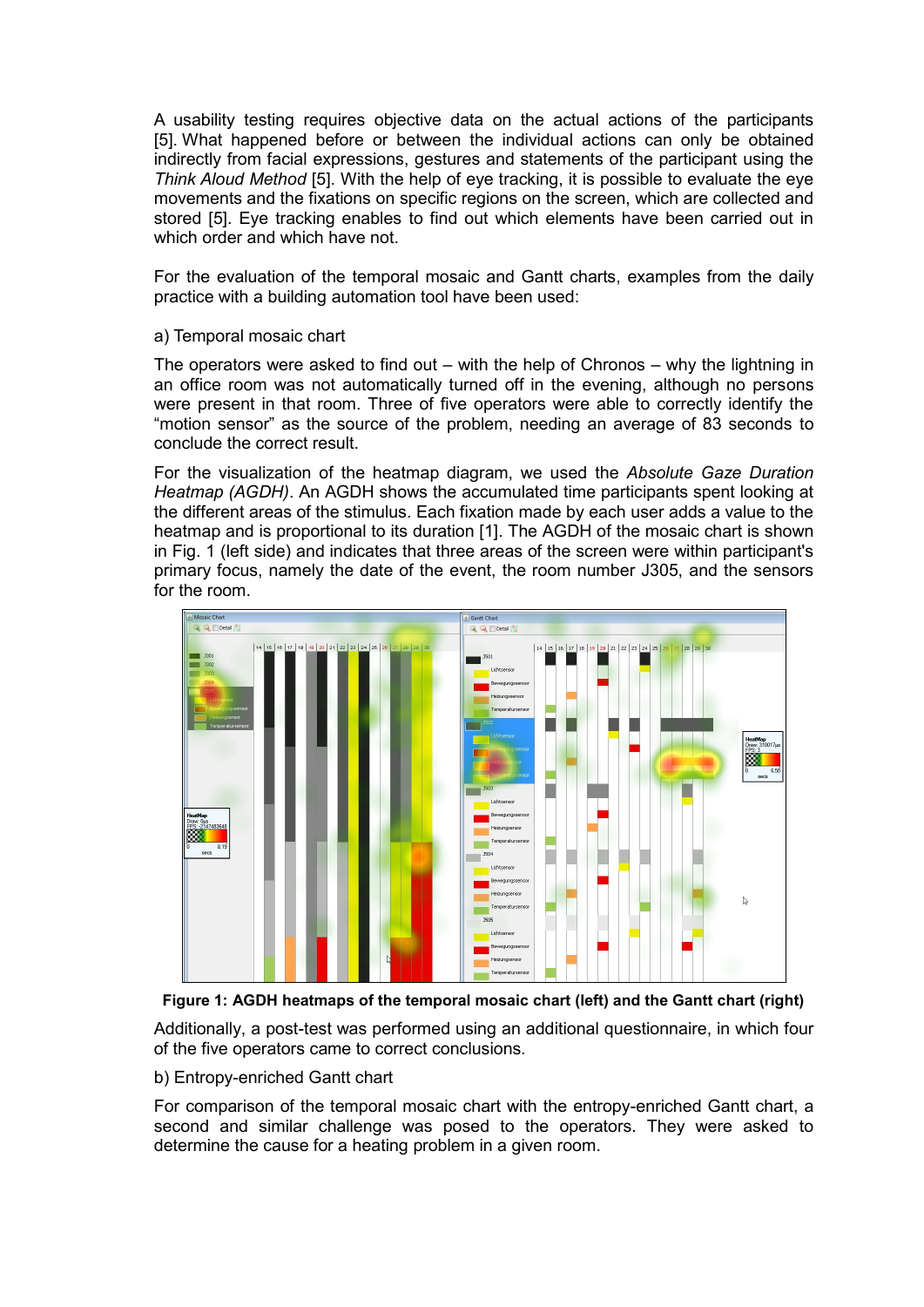A usability testing requires objective data on the actual actions of the participants [5]. What happened before or between the individual actions can only be obtained indirectly from facial expressions, gestures and statements of the participant using the *Think Aloud Method* [5]. With the help of eye tracking, it is possible to evaluate the eye movements and the fixations on specific regions on the screen, which are collected and stored [5]. Eye tracking enables to find out which elements have been carried out in which order and which have not.

For the evaluation of the temporal mosaic and Gantt charts, examples from the daily practice with a building automation tool have been used:

a) Temporal mosaic chart

The operators were asked to find out – with the help of Chronos – why the lightning in an office room was not automatically turned off in the evening, although no persons were present in that room. Three of five operators were able to correctly identify the "motion sensor" as the source of the problem, needing an average of 83 seconds to conclude the correct result.

For the visualization of the heatmap diagram, we used the *Absolute Gaze Duration Heatmap (AGDH)*. An AGDH shows the accumulated time participants spent looking at the different areas of the stimulus. Each fixation made by each user adds a value to the heatmap and is proportional to its duration [1]. The AGDH of the mosaic chart is shown in Fig. 1 (left side) and indicates that three areas of the screen were within participant's primary focus, namely the date of the event, the room number J305, and the sensors for the room.

**Figure 1: AGDH heatmaps of the temporal mosaic chart (left) and the Gantt chart (right)**

Additionally, a post-test was performed using an additional questionnaire, in which four of the five operators came to correct conclusions.

b) Entropy-enriched Gantt chart

For comparison of the temporal mosaic chart with the entropy-enriched Gantt chart, a second and similar challenge was posed to the operators. They were asked to determine the cause for a heating problem in a given room.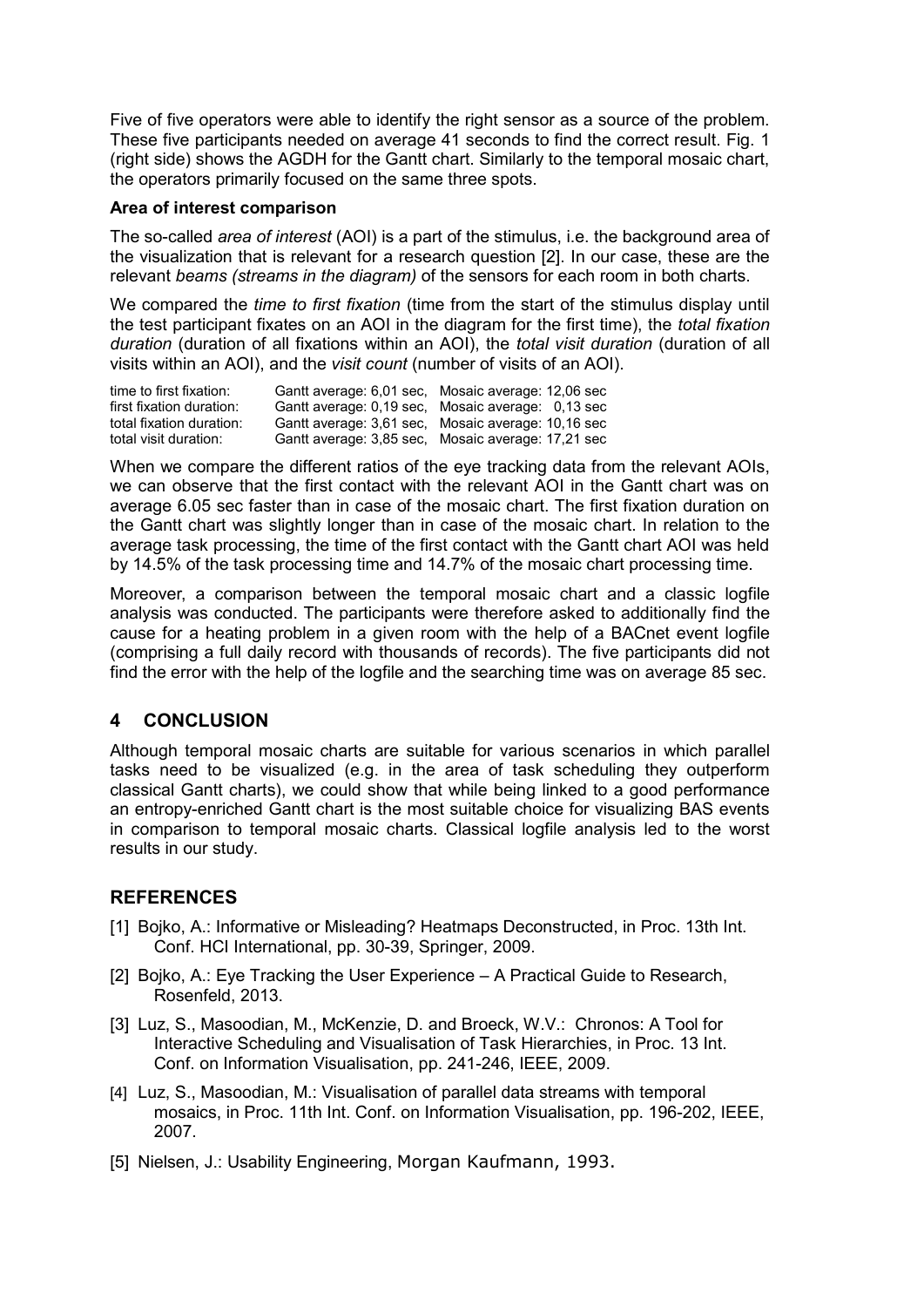Five of five operators were able to identify the right sensor as a source of the problem. These five participants needed on average 41 seconds to find the correct result. Fig. 1 (right side) shows the AGDH for the Gantt chart. Similarly to the temporal mosaic chart, the operators primarily focused on the same three spots.

**Area of interest comparison**

The so-called *area of interest* (AOI) is a part of the stimulus, i.e. the background area of the visualization that is relevant for a research question [2]. In our case, these are the relevant *beams (streams in the diagram)* of the sensors for each room in both charts.

We compared the *time to first fixation* (time from the start of the stimulus display until the test participant fixates on an AOI in the diagram for the first time), the *total fixation duration* (duration of all fixations within an AOI), the *total visit duration* (duration of all visits within an AOI), and the *visit count* (number of visits of an AOI).

| | | |
|---|---|---|
| time to first fixation: | Gantt average: 6,01 sec, | Mosaic average: 12,06 sec |
| first fixation duration: | Gantt average: 0,19 sec, | Mosaic average: 0,13 sec |
| total fixation duration: | Gantt average: 3,61 sec, | Mosaic average: 10,16 sec |
| total visit duration: | Gantt average: 3,85 sec, | Mosaic average: 17,21 sec |

When we compare the different ratios of the eye tracking data from the relevant AOIs, we can observe that the first contact with the relevant AOI in the Gantt chart was on average 6.05 sec faster than in case of the mosaic chart. The first fixation duration on the Gantt chart was slightly longer than in case of the mosaic chart. In relation to the average task processing, the time of the first contact with the Gantt chart AOI was held by 14.5% of the task processing time and 14.7% of the mosaic chart processing time.

Moreover, a comparison between the temporal mosaic chart and a classic logfile analysis was conducted. The participants were therefore asked to additionally find the cause for a heating problem in a given room with the help of a BACnet event logfile (comprising a full daily record with thousands of records). The five participants did not find the error with the help of the logfile and the searching time was on average 85 sec.

## 4 CONCLUSION

Although temporal mosaic charts are suitable for various scenarios in which parallel tasks need to be visualized (e.g. in the area of task scheduling they outperform classical Gantt charts), we could show that while being linked to a good performance an entropy-enriched Gantt chart is the most suitable choice for visualizing BAS events in comparison to temporal mosaic charts. Classical logfile analysis led to the worst results in our study.

## REFERENCES

[1] Bojko, A.: Informative or Misleading? Heatmaps Deconstructed, in Proc. 13th Int. Conf. HCI International, pp. 30-39, Springer, 2009.

[2] Bojko, A.: Eye Tracking the User Experience – A Practical Guide to Research, Rosenfeld, 2013.

[3] Luz, S., Masoodian, M., McKenzie, D. and Broeck, W.V.: Chronos: A Tool for Interactive Scheduling and Visualisation of Task Hierarchies, in Proc. 13 Int. Conf. on Information Visualisation, pp. 241-246, IEEE, 2009.

[4] Luz, S., Masoodian, M.: Visualisation of parallel data streams with temporal mosaics, in Proc. 11th Int. Conf. on Information Visualisation, pp. 196-202, IEEE, 2007.

[5] Nielsen, J.: Usability Engineering, Morgan Kaufmann, 1993.